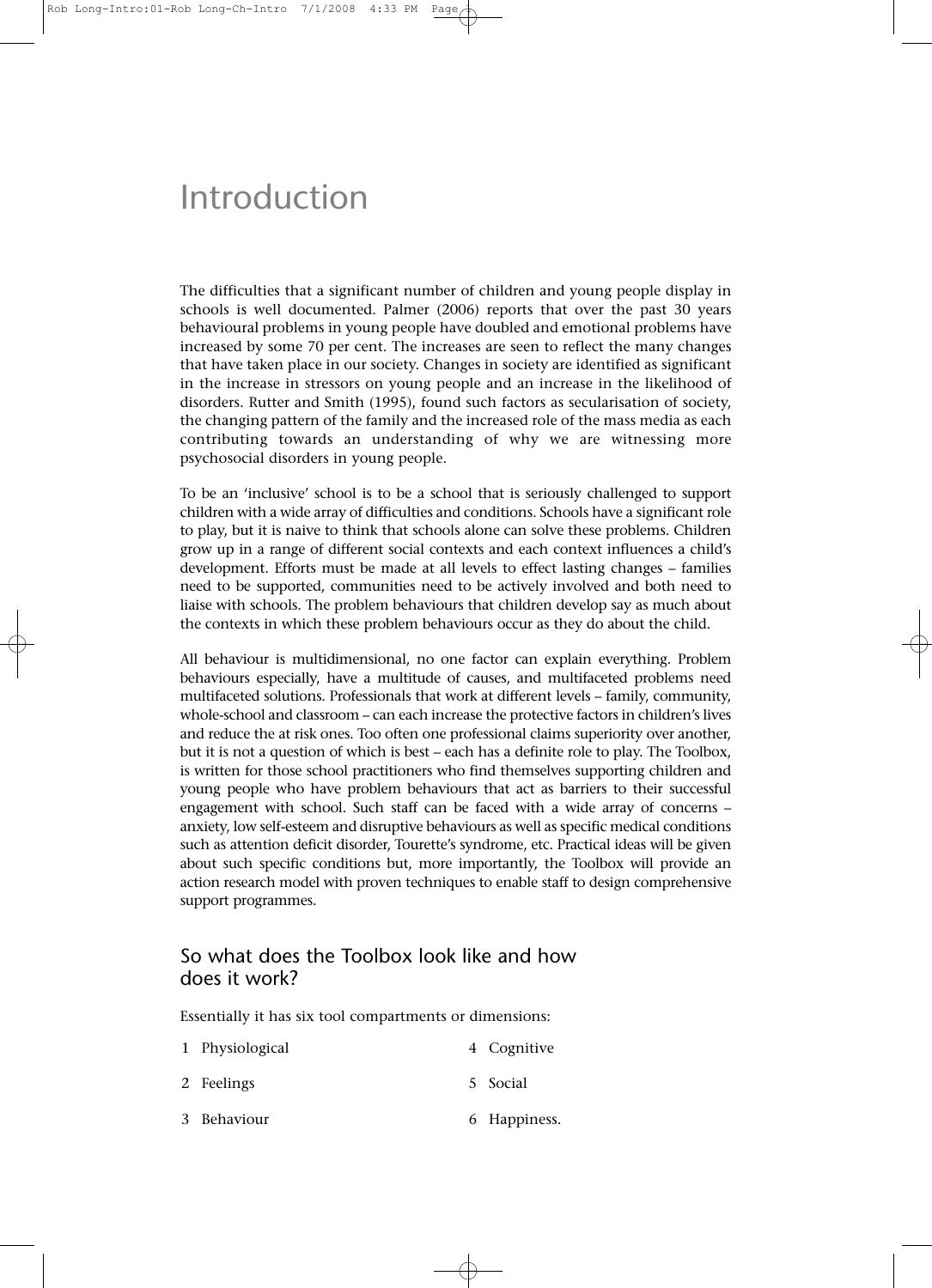# Introduction

The difficulties that a significant number of children and young people display in schools is well documented. Palmer (2006) reports that over the past 30 years behavioural problems in young people have doubled and emotional problems have increased by some 70 per cent. The increases are seen to reflect the many changes that have taken place in our society. Changes in society are identified as significant in the increase in stressors on young people and an increase in the likelihood of disorders. Rutter and Smith (1995), found such factors as secularisation of society, the changing pattern of the family and the increased role of the mass media as each contributing towards an understanding of why we are witnessing more psychosocial disorders in young people.

To be an 'inclusive' school is to be a school that is seriously challenged to support children with a wide array of difficulties and conditions. Schools have a significant role to play, but it is naive to think that schools alone can solve these problems. Children grow up in a range of different social contexts and each context influences a child's development. Efforts must be made at all levels to effect lasting changes – families need to be supported, communities need to be actively involved and both need to liaise with schools. The problem behaviours that children develop say as much about the contexts in which these problem behaviours occur as they do about the child.

All behaviour is multidimensional, no one factor can explain everything. Problem behaviours especially, have a multitude of causes, and multifaceted problems need multifaceted solutions. Professionals that work at different levels – family, community, whole-school and classroom – can each increase the protective factors in children's lives and reduce the at risk ones. Too often one professional claims superiority over another, but it is not a question of which is best – each has a definite role to play. The Toolbox, is written for those school practitioners who find themselves supporting children and young people who have problem behaviours that act as barriers to their successful engagement with school. Such staff can be faced with a wide array of concerns – anxiety, low self-esteem and disruptive behaviours as well as specific medical conditions such as attention deficit disorder, Tourette's syndrome, etc. Practical ideas will be given about such specific conditions but, more importantly, the Toolbox will provide an action research model with proven techniques to enable staff to design comprehensive support programmes.

## So what does the Toolbox look like and how does it work?

Essentially it has six tool compartments or dimensions:

1. Physiological
2. Feelings
3. Behaviour
4. Cognitive
5. Social
6. Happiness.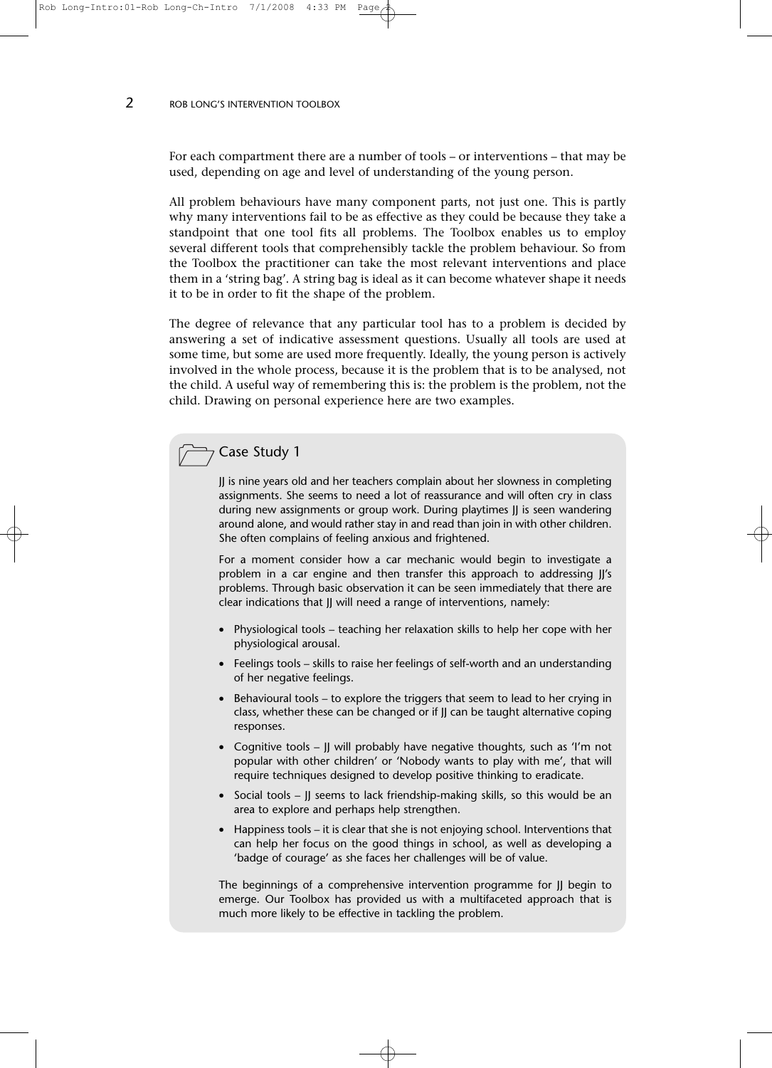For each compartment there are a number of tools – or interventions – that may be used, depending on age and level of understanding of the young person.

All problem behaviours have many component parts, not just one. This is partly why many interventions fail to be as effective as they could be because they take a standpoint that one tool fits all problems. The Toolbox enables us to employ several different tools that comprehensibly tackle the problem behaviour. So from the Toolbox the practitioner can take the most relevant interventions and place them in a 'string bag'. A string bag is ideal as it can become whatever shape it needs it to be in order to fit the shape of the problem.

The degree of relevance that any particular tool has to a problem is decided by answering a set of indicative assessment questions. Usually all tools are used at some time, but some are used more frequently. Ideally, the young person is actively involved in the whole process, because it is the problem that is to be analysed, not the child. A useful way of remembering this is: the problem is the problem, not the child. Drawing on personal experience here are two examples.

### Case Study 1

JJ is nine years old and her teachers complain about her slowness in completing assignments. She seems to need a lot of reassurance and will often cry in class during new assignments or group work. During playtimes JJ is seen wandering around alone, and would rather stay in and read than join in with other children. She often complains of feeling anxious and frightened.

For a moment consider how a car mechanic would begin to investigate a problem in a car engine and then transfer this approach to addressing JJ's problems. Through basic observation it can be seen immediately that there are clear indications that JJ will need a range of interventions, namely:

- Physiological tools – teaching her relaxation skills to help her cope with her physiological arousal.
- Feelings tools – skills to raise her feelings of self-worth and an understanding of her negative feelings.
- Behavioural tools – to explore the triggers that seem to lead to her crying in class, whether these can be changed or if JJ can be taught alternative coping responses.
- Cognitive tools – JJ will probably have negative thoughts, such as 'I'm not popular with other children' or 'Nobody wants to play with me', that will require techniques designed to develop positive thinking to eradicate.
- Social tools – JJ seems to lack friendship-making skills, so this would be an area to explore and perhaps help strengthen.
- Happiness tools – it is clear that she is not enjoying school. Interventions that can help her focus on the good things in school, as well as developing a 'badge of courage' as she faces her challenges will be of value.

The beginnings of a comprehensive intervention programme for JJ begin to emerge. Our Toolbox has provided us with a multifaceted approach that is much more likely to be effective in tackling the problem.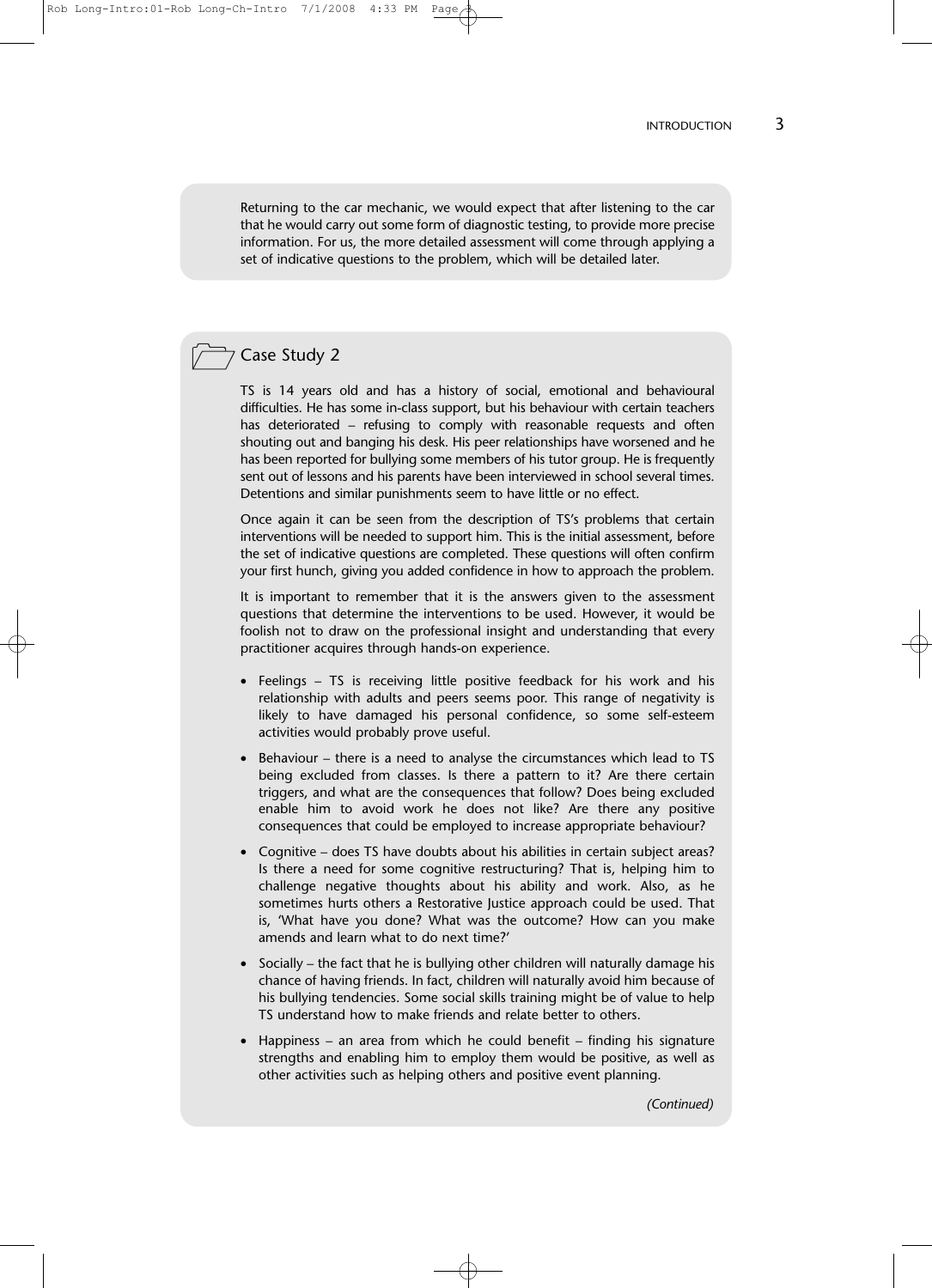Returning to the car mechanic, we would expect that after listening to the car that he would carry out some form of diagnostic testing, to provide more precise information. For us, the more detailed assessment will come through applying a set of indicative questions to the problem, which will be detailed later.

### Case Study 2

TS is 14 years old and has a history of social, emotional and behavioural difficulties. He has some in-class support, but his behaviour with certain teachers has deteriorated – refusing to comply with reasonable requests and often shouting out and banging his desk. His peer relationships have worsened and he has been reported for bullying some members of his tutor group. He is frequently sent out of lessons and his parents have been interviewed in school several times. Detentions and similar punishments seem to have little or no effect.

Once again it can be seen from the description of TS's problems that certain interventions will be needed to support him. This is the initial assessment, before the set of indicative questions are completed. These questions will often confirm your first hunch, giving you added confidence in how to approach the problem.

It is important to remember that it is the answers given to the assessment questions that determine the interventions to be used. However, it would be foolish not to draw on the professional insight and understanding that every practitioner acquires through hands-on experience.

- Feelings – TS is receiving little positive feedback for his work and his relationship with adults and peers seems poor. This range of negativity is likely to have damaged his personal confidence, so some self-esteem activities would probably prove useful.
- Behaviour – there is a need to analyse the circumstances which lead to TS being excluded from classes. Is there a pattern to it? Are there certain triggers, and what are the consequences that follow? Does being excluded enable him to avoid work he does not like? Are there any positive consequences that could be employed to increase appropriate behaviour?
- Cognitive – does TS have doubts about his abilities in certain subject areas? Is there a need for some cognitive restructuring? That is, helping him to challenge negative thoughts about his ability and work. Also, as he sometimes hurts others a Restorative Justice approach could be used. That is, 'What have you done? What was the outcome? How can you make amends and learn what to do next time?'
- Socially – the fact that he is bullying other children will naturally damage his chance of having friends. In fact, children will naturally avoid him because of his bullying tendencies. Some social skills training might be of value to help TS understand how to make friends and relate better to others.
- Happiness – an area from which he could benefit – finding his signature strengths and enabling him to employ them would be positive, as well as other activities such as helping others and positive event planning.

*(Continued)*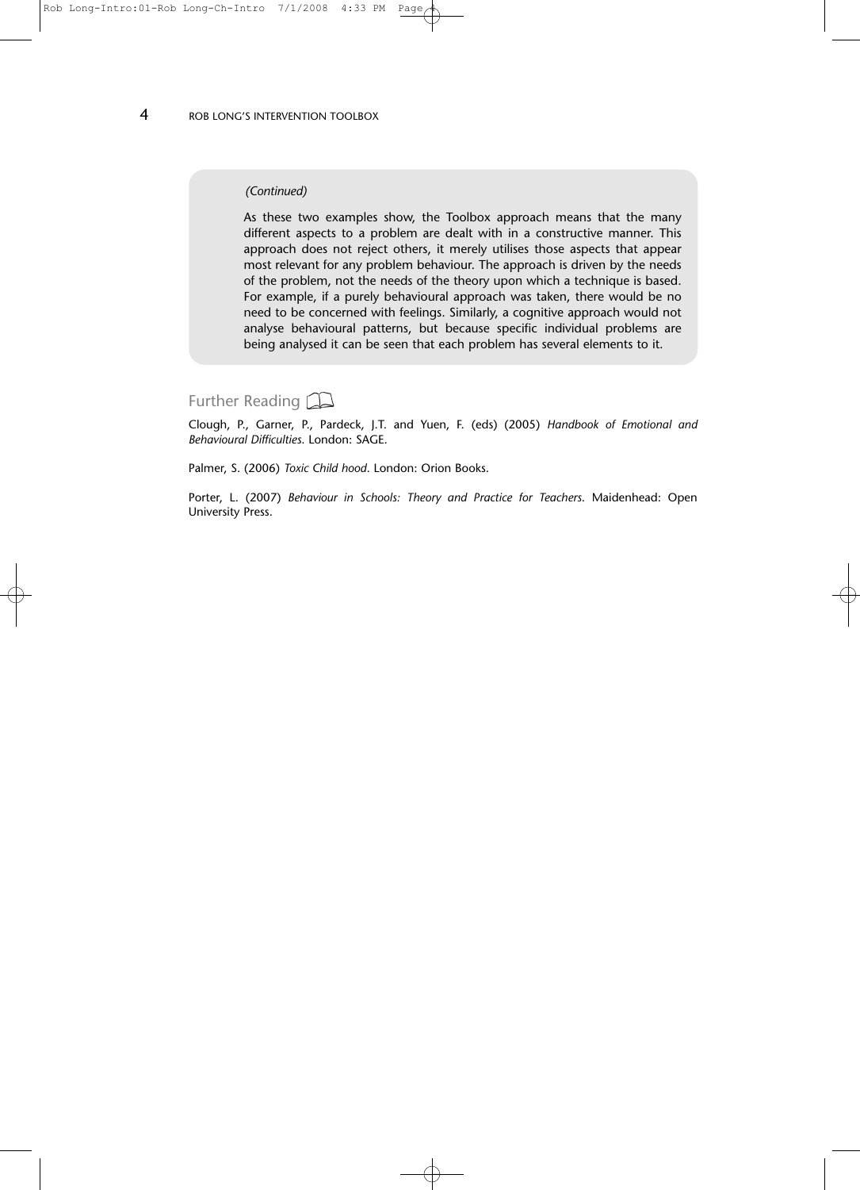*(Continued)*

As these two examples show, the Toolbox approach means that the many different aspects to a problem are dealt with in a constructive manner. This approach does not reject others, it merely utilises those aspects that appear most relevant for any problem behaviour. The approach is driven by the needs of the problem, not the needs of the theory upon which a technique is based. For example, if a purely behavioural approach was taken, there would be no need to be concerned with feelings. Similarly, a cognitive approach would not analyse behavioural patterns, but because specific individual problems are being analysed it can be seen that each problem has several elements to it.

## Further Reading

Clough, P., Garner, P., Pardeck, J.T. and Yuen, F. (eds) (2005) *Handbook of Emotional and Behavioural Difficulties*. London: SAGE.

Palmer, S. (2006) *Toxic Child hood*. London: Orion Books.

Porter, L. (2007) *Behaviour in Schools: Theory and Practice for Teachers*. Maidenhead: Open University Press.